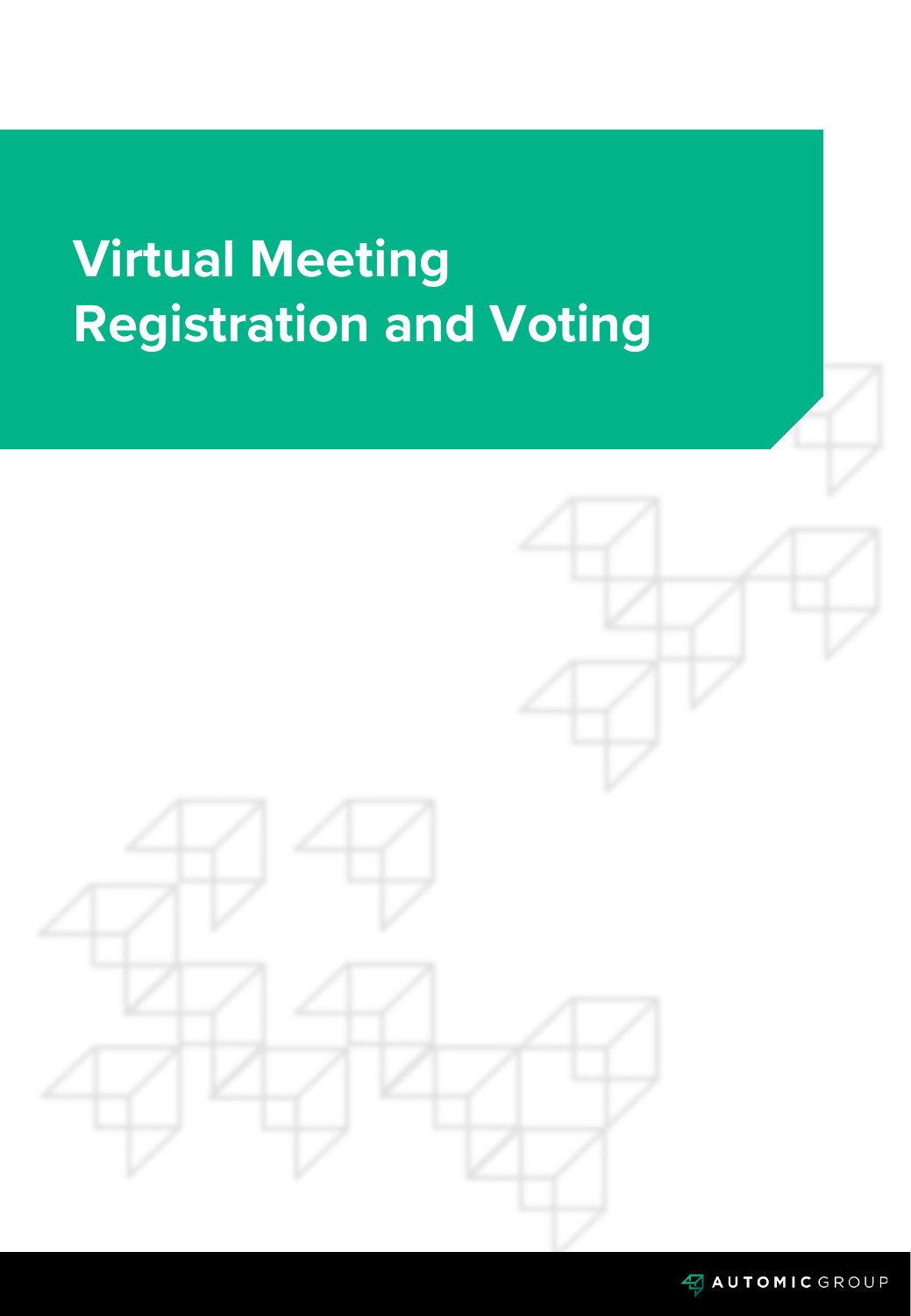# Virtual Meeting Registration and Voting

AUTOMIC GROUP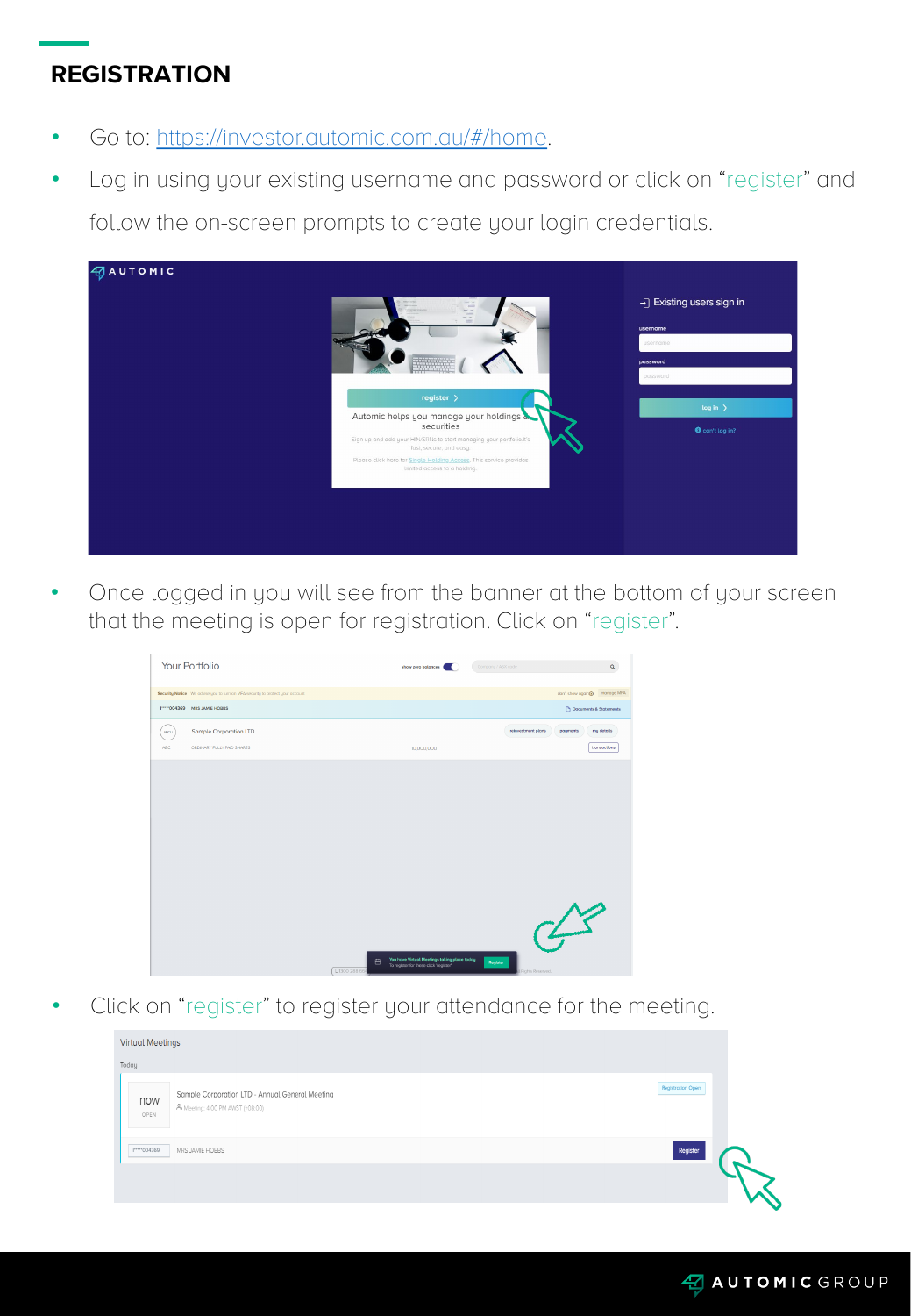## REGISTRATION

- Go to: https://investor.automic.com.au/#/home.
- Log in using your existing username and password or click on "register" and follow the on-screen prompts to create your login credentials.
- Once logged in you will see from the banner at the bottom of your screen that the meeting is open for registration. Click on "register".
- Click on "register" to register your attendance for the meeting.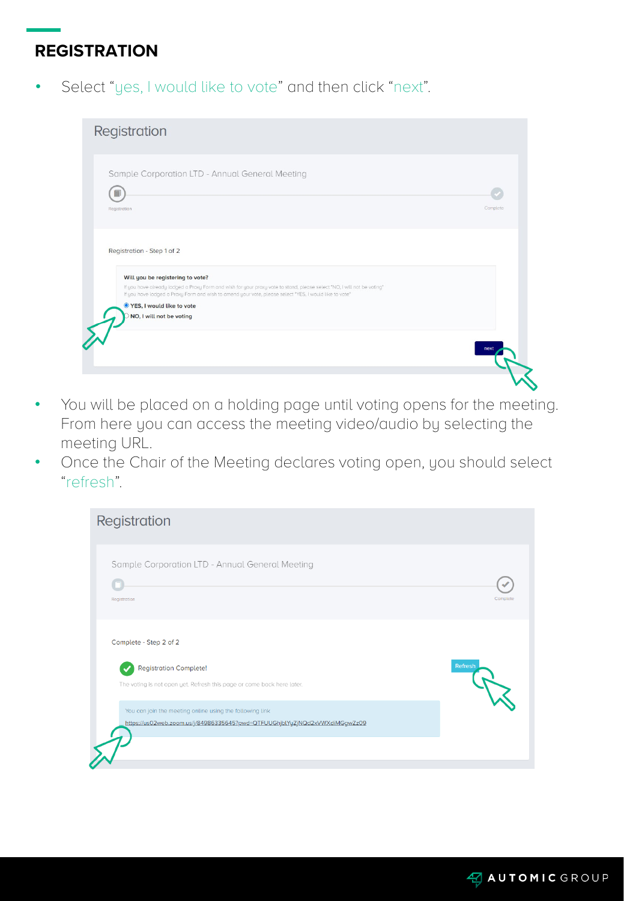## REGISTRATION

- Select “yes, I would like to vote” and then click “next”.

Registration

Sample Corporation LTD - Annual General Meeting

Registration - Step 1 of 2

Will you be registering to vote?

If you have already lodged a Proxy Form and wish for your proxy vote to stand, please select "NO, I will not be voting"
If you have lodged a Proxy Form and wish to amend your vote, please select "YES, I would like to vote"

- YES, I would like to vote
- NO, I will not be voting

next

- You will be placed on a holding page until voting opens for the meeting. From here you can access the meeting video/audio by selecting the meeting URL.
- Once the Chair of the Meeting declares voting open, you should select “refresh”.

Registration

Sample Corporation LTD - Annual General Meeting

Complete - Step 2 of 2

Registration Complete!

The voting is not open yet. Refresh this page or come back here later.

Refresh

You can join the meeting online using the following link
https://us02web.zoom.us/j/84986335645?pwd=QTFUUGhjblYyZjNQd2xVWXdiMGgwZz09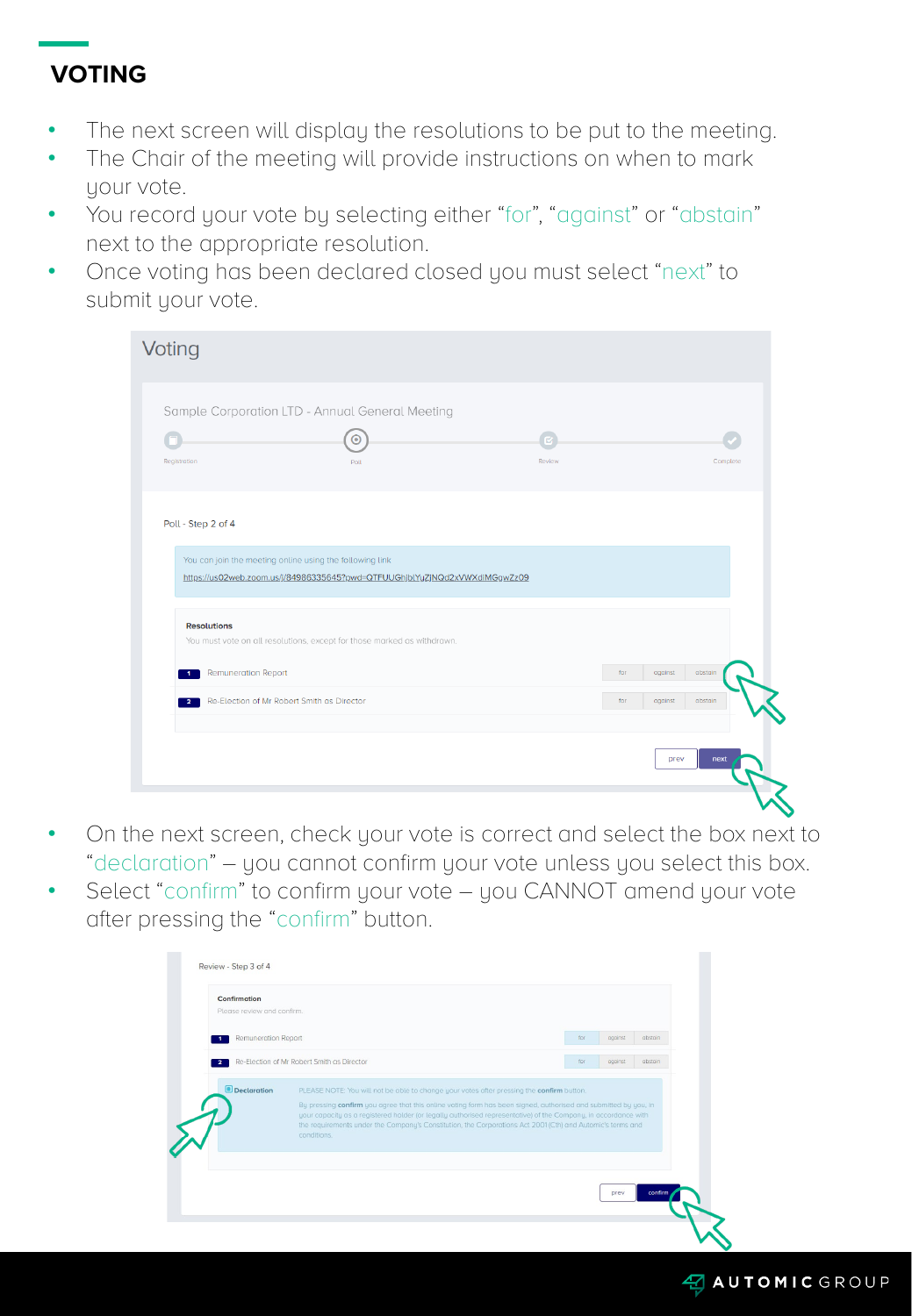## VOTING

- The next screen will display the resolutions to be put to the meeting.
- The Chair of the meeting will provide instructions on when to mark your vote.
- You record your vote by selecting either "for", "against" or "abstain" next to the appropriate resolution.
- Once voting has been declared closed you must select "next" to submit your vote.

Voting

Sample Corporation LTD - Annual General Meeting

Registration | Poll | Review | Complete

Poll - Step 2 of 4

You can join the meeting online using the following link
https://us02web.zoom.us/j/84986335645?pwd=QTFUUGhjblYuZjNQd2xVWXdIMGowZz09

**Resolutions**

You must vote on all resolutions, except for those marked as withdrawn.

| | | | | |
|---|---|---|---|---|
| 1 | Remuneration Report | for | against | abstain |
| 2 | Re-Election of Mr Robert Smith as Director | for | against | abstain |

prev next

- On the next screen, check your vote is correct and select the box next to "declaration" – you cannot confirm your vote unless you select this box.
- Select "confirm" to confirm your vote – you CANNOT amend your vote after pressing the "confirm" button.

Review - Step 3 of 4

**Confirmation**

Please review and confirm.

| | | | | |
|---|---|---|---|---|
| 1 | Remuneration Report | for | against | abstain |
| 2 | Re-Election of Mr Robert Smith as Director | for | against | abstain |

**Declaration** PLEASE NOTE: You will not be able to change your votes after pressing the **confirm** button.

By pressing **confirm** you agree that this online voting form has been signed, authorised and submitted by you, in your capacity as a registered holder (or legally authorised representative) of the Company, in accordance with the requirements under the Company's Constitution, the Corporations Act 2001 (Cth) and Automic's terms and conditions.

prev confirm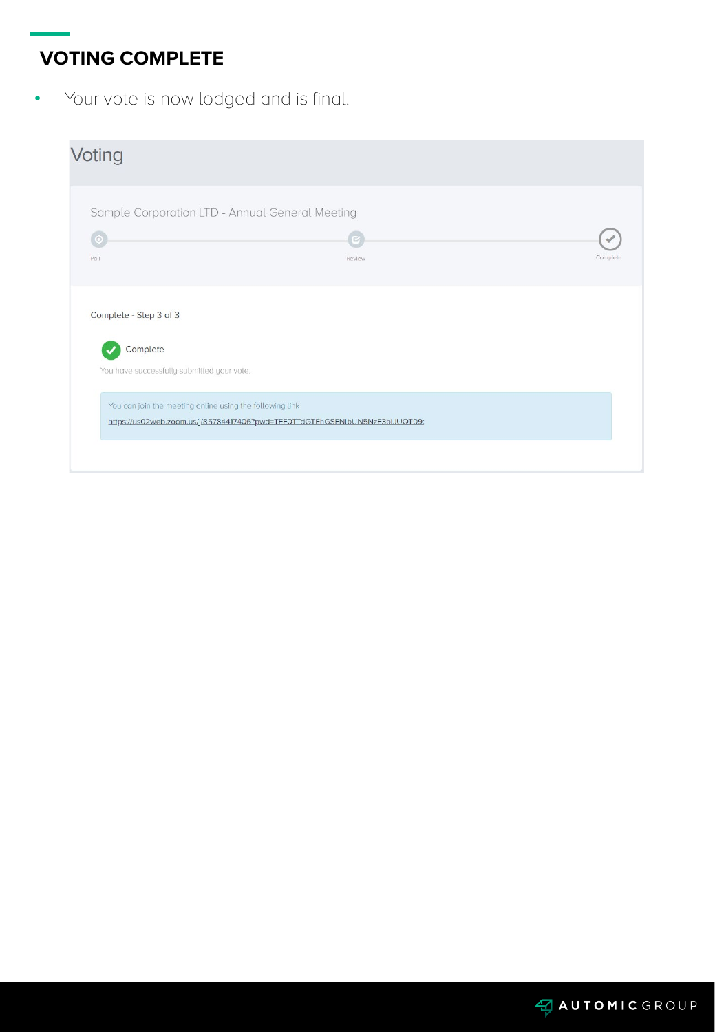## VOTING COMPLETE

- Your vote is now lodged and is final.

Voting

Sample Corporation LTD - Annual General Meeting

Poll — Review — Complete

Complete - Step 3 of 3

Complete

You have successfully submitted your vote.

You can join the meeting online using the following link

https://us02web.zoom.us/j/85784417406?pwd=TFF0TTdGTEhGSENlbUN5NzF3bIJUQT09;